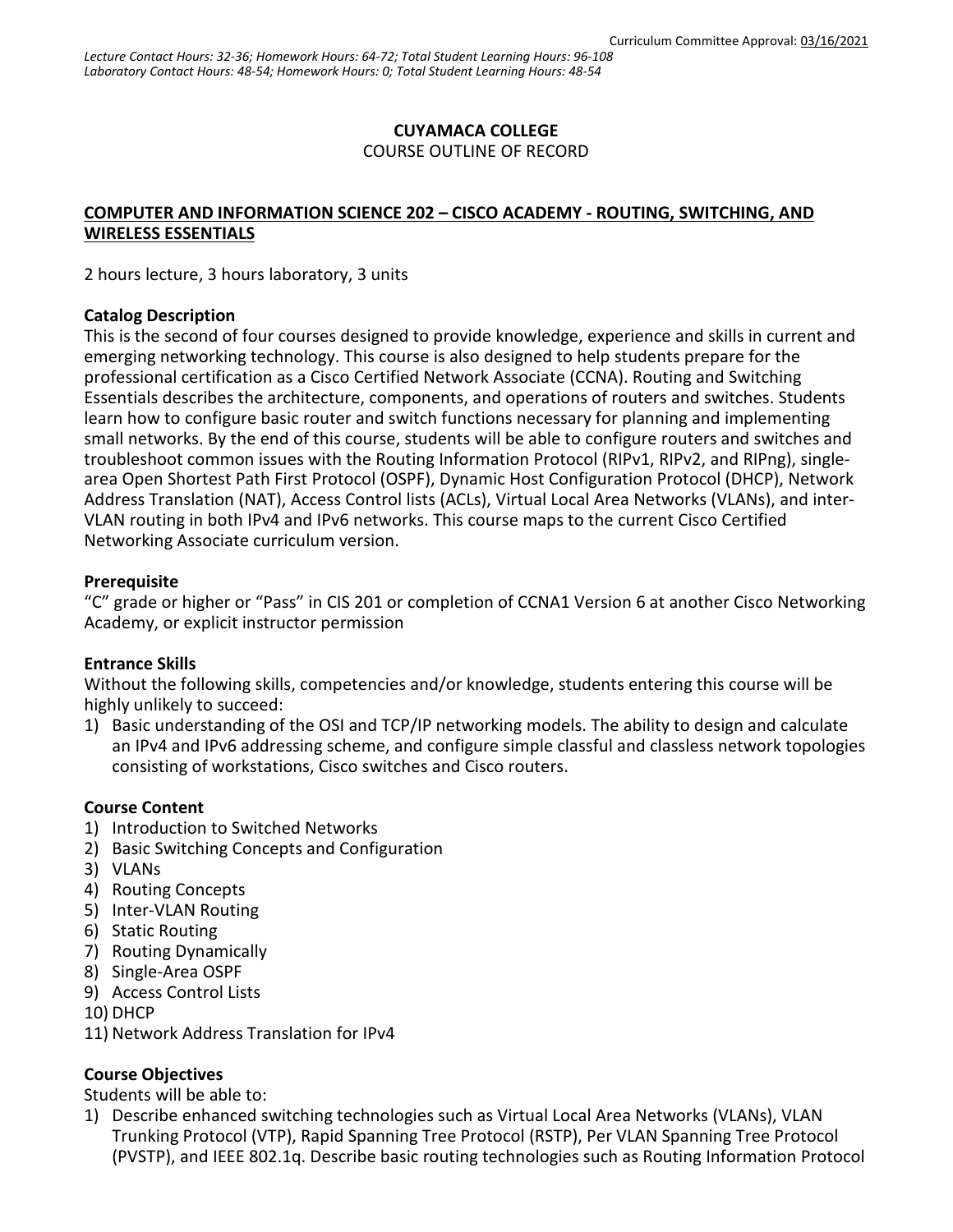Curriculum Committee Approval: 03/16/2021

*Lecture Contact Hours: 32-36; Homework Hours: 64-72; Total Student Learning Hours: 96-108*
*Laboratory Contact Hours: 48-54; Homework Hours: 0; Total Student Learning Hours: 48-54*

**CUYAMACA COLLEGE**
COURSE OUTLINE OF RECORD

## COMPUTER AND INFORMATION SCIENCE 202 – CISCO ACADEMY - ROUTING, SWITCHING, AND WIRELESS ESSENTIALS

2 hours lecture, 3 hours laboratory, 3 units

### Catalog Description

This is the second of four courses designed to provide knowledge, experience and skills in current and emerging networking technology. This course is also designed to help students prepare for the professional certification as a Cisco Certified Network Associate (CCNA). Routing and Switching Essentials describes the architecture, components, and operations of routers and switches. Students learn how to configure basic router and switch functions necessary for planning and implementing small networks. By the end of this course, students will be able to configure routers and switches and troubleshoot common issues with the Routing Information Protocol (RIPv1, RIPv2, and RIPng), single-area Open Shortest Path First Protocol (OSPF), Dynamic Host Configuration Protocol (DHCP), Network Address Translation (NAT), Access Control lists (ACLs), Virtual Local Area Networks (VLANs), and inter-VLAN routing in both IPv4 and IPv6 networks. This course maps to the current Cisco Certified Networking Associate curriculum version.

### Prerequisite

"C" grade or higher or "Pass" in CIS 201 or completion of CCNA1 Version 6 at another Cisco Networking Academy, or explicit instructor permission

### Entrance Skills

Without the following skills, competencies and/or knowledge, students entering this course will be highly unlikely to succeed:

1) Basic understanding of the OSI and TCP/IP networking models. The ability to design and calculate an IPv4 and IPv6 addressing scheme, and configure simple classful and classless network topologies consisting of workstations, Cisco switches and Cisco routers.

### Course Content

1) Introduction to Switched Networks
2) Basic Switching Concepts and Configuration
3) VLANs
4) Routing Concepts
5) Inter-VLAN Routing
6) Static Routing
7) Routing Dynamically
8) Single-Area OSPF
9) Access Control Lists
10) DHCP
11) Network Address Translation for IPv4

### Course Objectives

Students will be able to:

1) Describe enhanced switching technologies such as Virtual Local Area Networks (VLANs), VLAN Trunking Protocol (VTP), Rapid Spanning Tree Protocol (RSTP), Per VLAN Spanning Tree Protocol (PVSTP), and IEEE 802.1q. Describe basic routing technologies such as Routing Information Protocol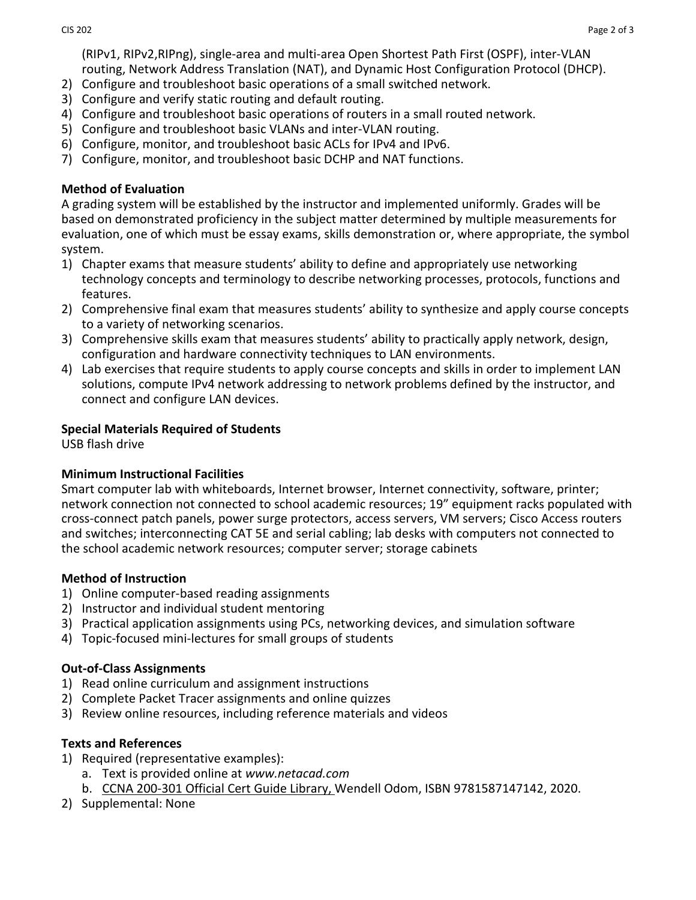(RIPv1, RIPv2,RIPng), single-area and multi-area Open Shortest Path First (OSPF), inter-VLAN routing, Network Address Translation (NAT), and Dynamic Host Configuration Protocol (DHCP).

2) Configure and troubleshoot basic operations of a small switched network.
3) Configure and verify static routing and default routing.
4) Configure and troubleshoot basic operations of routers in a small routed network.
5) Configure and troubleshoot basic VLANs and inter-VLAN routing.
6) Configure, monitor, and troubleshoot basic ACLs for IPv4 and IPv6.
7) Configure, monitor, and troubleshoot basic DCHP and NAT functions.

**Method of Evaluation**

A grading system will be established by the instructor and implemented uniformly. Grades will be based on demonstrated proficiency in the subject matter determined by multiple measurements for evaluation, one of which must be essay exams, skills demonstration or, where appropriate, the symbol system.

1) Chapter exams that measure students' ability to define and appropriately use networking technology concepts and terminology to describe networking processes, protocols, functions and features.
2) Comprehensive final exam that measures students' ability to synthesize and apply course concepts to a variety of networking scenarios.
3) Comprehensive skills exam that measures students' ability to practically apply network, design, configuration and hardware connectivity techniques to LAN environments.
4) Lab exercises that require students to apply course concepts and skills in order to implement LAN solutions, compute IPv4 network addressing to network problems defined by the instructor, and connect and configure LAN devices.

**Special Materials Required of Students**

USB flash drive

**Minimum Instructional Facilities**

Smart computer lab with whiteboards, Internet browser, Internet connectivity, software, printer; network connection not connected to school academic resources; 19" equipment racks populated with cross-connect patch panels, power surge protectors, access servers, VM servers; Cisco Access routers and switches; interconnecting CAT 5E and serial cabling; lab desks with computers not connected to the school academic network resources; computer server; storage cabinets

**Method of Instruction**

1) Online computer-based reading assignments
2) Instructor and individual student mentoring
3) Practical application assignments using PCs, networking devices, and simulation software
4) Topic-focused mini-lectures for small groups of students

**Out-of-Class Assignments**

1) Read online curriculum and assignment instructions
2) Complete Packet Tracer assignments and online quizzes
3) Review online resources, including reference materials and videos

**Texts and References**

1) Required (representative examples):
   a. Text is provided online at *www.netacad.com*
   b. CCNA 200-301 Official Cert Guide Library, Wendell Odom, ISBN 9781587147142, 2020.
2) Supplemental: None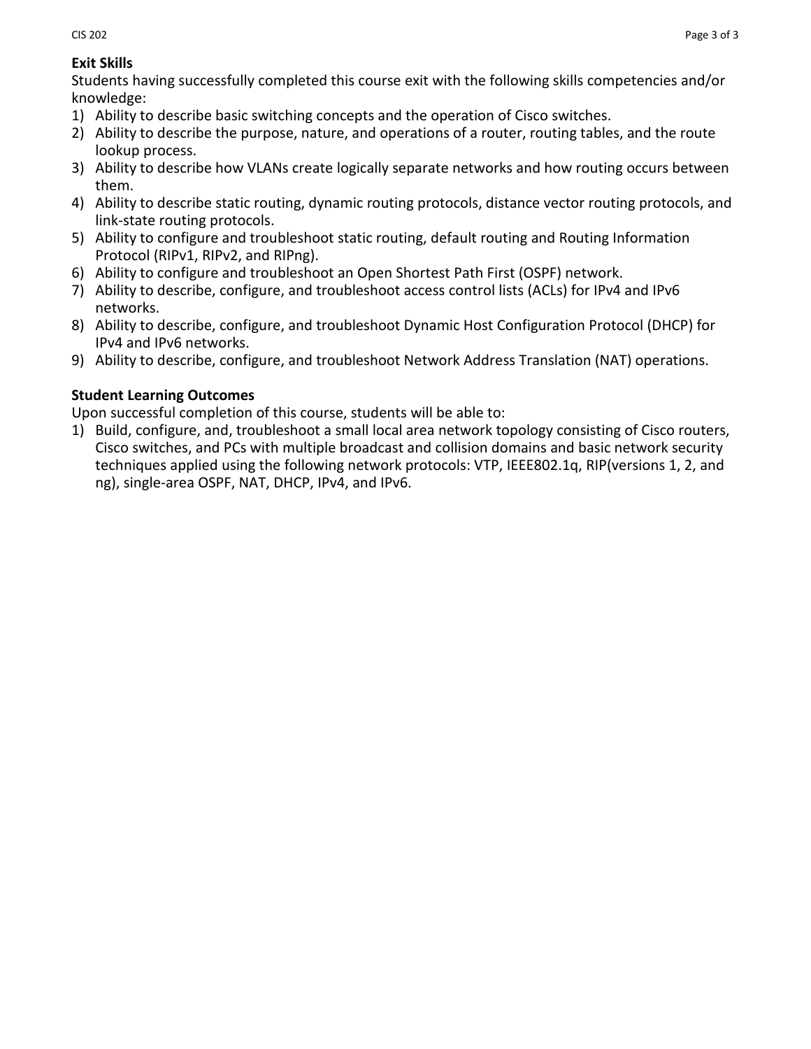**Exit Skills**

Students having successfully completed this course exit with the following skills competencies and/or knowledge:

1) Ability to describe basic switching concepts and the operation of Cisco switches.
2) Ability to describe the purpose, nature, and operations of a router, routing tables, and the route lookup process.
3) Ability to describe how VLANs create logically separate networks and how routing occurs between them.
4) Ability to describe static routing, dynamic routing protocols, distance vector routing protocols, and link-state routing protocols.
5) Ability to configure and troubleshoot static routing, default routing and Routing Information Protocol (RIPv1, RIPv2, and RIPng).
6) Ability to configure and troubleshoot an Open Shortest Path First (OSPF) network.
7) Ability to describe, configure, and troubleshoot access control lists (ACLs) for IPv4 and IPv6 networks.
8) Ability to describe, configure, and troubleshoot Dynamic Host Configuration Protocol (DHCP) for IPv4 and IPv6 networks.
9) Ability to describe, configure, and troubleshoot Network Address Translation (NAT) operations.

**Student Learning Outcomes**

Upon successful completion of this course, students will be able to:

1) Build, configure, and, troubleshoot a small local area network topology consisting of Cisco routers, Cisco switches, and PCs with multiple broadcast and collision domains and basic network security techniques applied using the following network protocols: VTP, IEEE802.1q, RIP(versions 1, 2, and ng), single-area OSPF, NAT, DHCP, IPv4, and IPv6.